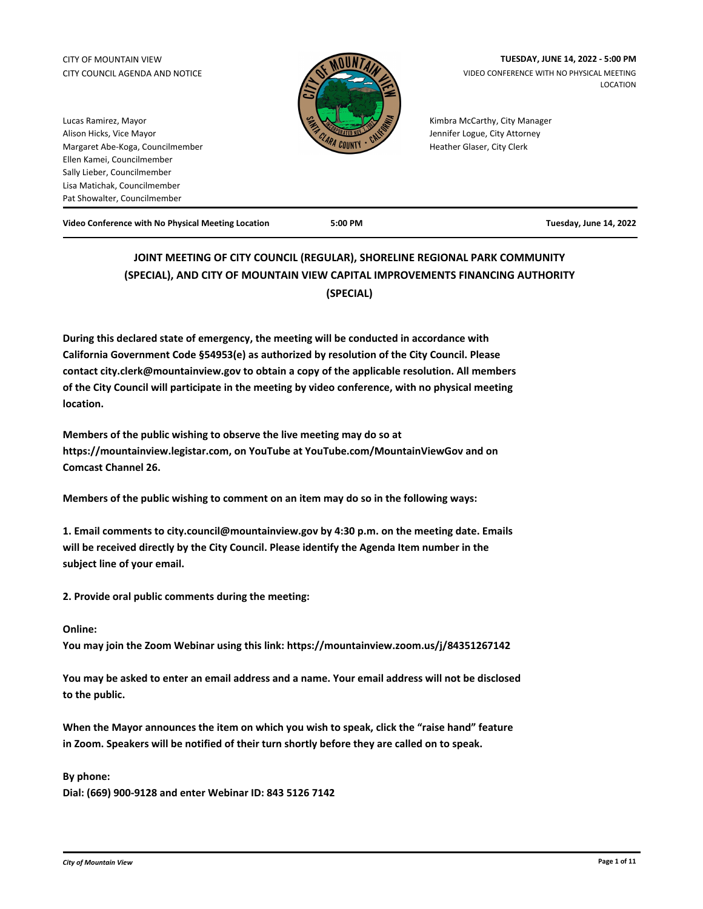CITY OF MOUNTAIN VIEW
CITY COUNCIL AGENDA AND NOTICE

**TUESDAY, JUNE 14, 2022 - 5:00 PM**
VIDEO CONFERENCE WITH NO PHYSICAL MEETING LOCATION

Lucas Ramirez, Mayor
Alison Hicks, Vice Mayor
Margaret Abe-Koga, Councilmember
Ellen Kamei, Councilmember
Sally Lieber, Councilmember
Lisa Matichak, Councilmember
Pat Showalter, Councilmember

Kimbra McCarthy, City Manager
Jennifer Logue, City Attorney
Heather Glaser, City Clerk

**Video Conference with No Physical Meeting Location** | **5:00 PM** | **Tuesday, June 14, 2022**

# JOINT MEETING OF CITY COUNCIL (REGULAR), SHORELINE REGIONAL PARK COMMUNITY (SPECIAL), AND CITY OF MOUNTAIN VIEW CAPITAL IMPROVEMENTS FINANCING AUTHORITY (SPECIAL)

**During this declared state of emergency, the meeting will be conducted in accordance with California Government Code §54953(e) as authorized by resolution of the City Council. Please contact city.clerk@mountainview.gov to obtain a copy of the applicable resolution. All members of the City Council will participate in the meeting by video conference, with no physical meeting location.**

**Members of the public wishing to observe the live meeting may do so at https://mountainview.legistar.com, on YouTube at YouTube.com/MountainViewGov and on Comcast Channel 26.**

**Members of the public wishing to comment on an item may do so in the following ways:**

**1. Email comments to city.council@mountainview.gov by 4:30 p.m. on the meeting date. Emails will be received directly by the City Council. Please identify the Agenda Item number in the subject line of your email.**

**2. Provide oral public comments during the meeting:**

**Online:**
**You may join the Zoom Webinar using this link: https://mountainview.zoom.us/j/84351267142**

**You may be asked to enter an email address and a name. Your email address will not be disclosed to the public.**

**When the Mayor announces the item on which you wish to speak, click the "raise hand" feature in Zoom. Speakers will be notified of their turn shortly before they are called on to speak.**

**By phone:**
**Dial: (669) 900-9128 and enter Webinar ID: 843 5126 7142**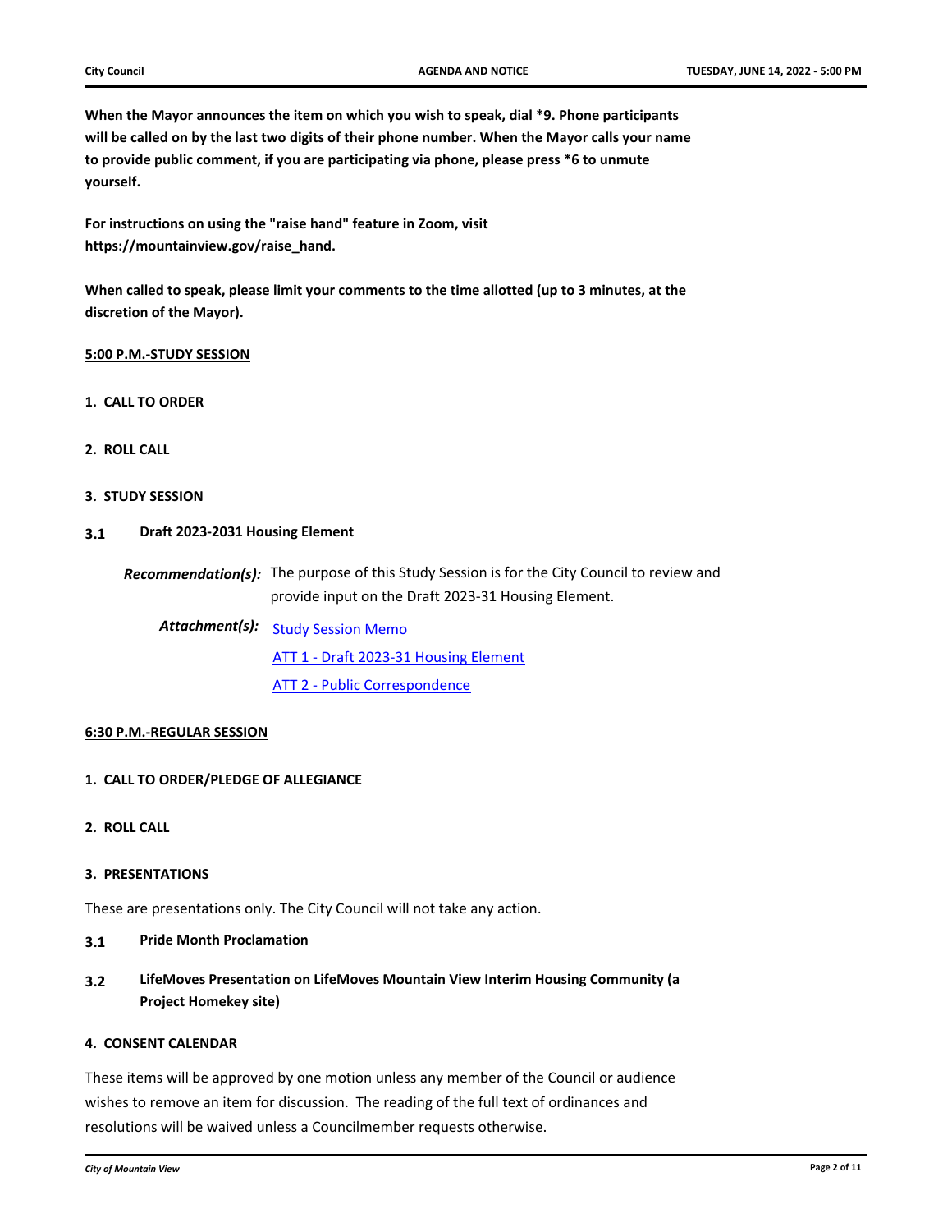**When the Mayor announces the item on which you wish to speak, dial *9. Phone participants will be called on by the last two digits of their phone number. When the Mayor calls your name to provide public comment, if you are participating via phone, please press *6 to unmute yourself.**

**For instructions on using the "raise hand" feature in Zoom, visit https://mountainview.gov/raise_hand.**

**When called to speak, please limit your comments to the time allotted (up to 3 minutes, at the discretion of the Mayor).**

## 5:00 P.M.-STUDY SESSION

### 1. CALL TO ORDER

### 2. ROLL CALL

### 3. STUDY SESSION

#### 3.1 Draft 2023-2031 Housing Element

***Recommendation(s):*** The purpose of this Study Session is for the City Council to review and provide input on the Draft 2023-31 Housing Element.

***Attachment(s):***
- Study Session Memo
- ATT 1 - Draft 2023-31 Housing Element
- ATT 2 - Public Correspondence

## 6:30 P.M.-REGULAR SESSION

### 1. CALL TO ORDER/PLEDGE OF ALLEGIANCE

### 2. ROLL CALL

### 3. PRESENTATIONS

These are presentations only. The City Council will not take any action.

#### 3.1 Pride Month Proclamation

#### 3.2 LifeMoves Presentation on LifeMoves Mountain View Interim Housing Community (a Project Homekey site)

### 4. CONSENT CALENDAR

These items will be approved by one motion unless any member of the Council or audience wishes to remove an item for discussion. The reading of the full text of ordinances and resolutions will be waived unless a Councilmember requests otherwise.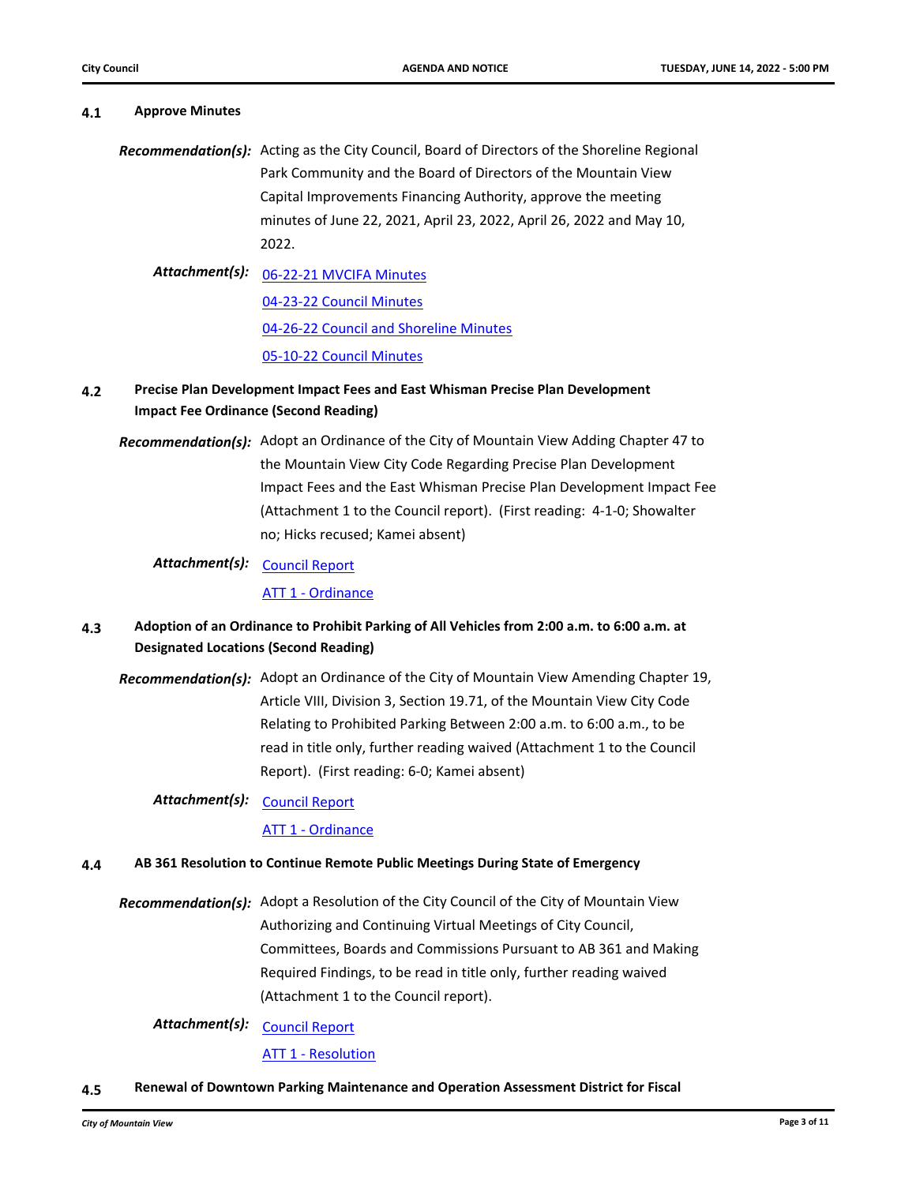### 4.1 Approve Minutes

***Recommendation(s):*** Acting as the City Council, Board of Directors of the Shoreline Regional Park Community and the Board of Directors of the Mountain View Capital Improvements Financing Authority, approve the meeting minutes of June 22, 2021, April 23, 2022, April 26, 2022 and May 10, 2022.

***Attachment(s):*** 06-22-21 MVCIFA Minutes

04-23-22 Council Minutes

04-26-22 Council and Shoreline Minutes

05-10-22 Council Minutes

### 4.2 Precise Plan Development Impact Fees and East Whisman Precise Plan Development Impact Fee Ordinance (Second Reading)

***Recommendation(s):*** Adopt an Ordinance of the City of Mountain View Adding Chapter 47 to the Mountain View City Code Regarding Precise Plan Development Impact Fees and the East Whisman Precise Plan Development Impact Fee (Attachment 1 to the Council report). (First reading: 4-1-0; Showalter no; Hicks recused; Kamei absent)

***Attachment(s):*** Council Report

ATT 1 - Ordinance

### 4.3 Adoption of an Ordinance to Prohibit Parking of All Vehicles from 2:00 a.m. to 6:00 a.m. at Designated Locations (Second Reading)

***Recommendation(s):*** Adopt an Ordinance of the City of Mountain View Amending Chapter 19, Article VIII, Division 3, Section 19.71, of the Mountain View City Code Relating to Prohibited Parking Between 2:00 a.m. to 6:00 a.m., to be read in title only, further reading waived (Attachment 1 to the Council Report). (First reading: 6-0; Kamei absent)

***Attachment(s):*** Council Report

ATT 1 - Ordinance

### 4.4 AB 361 Resolution to Continue Remote Public Meetings During State of Emergency

***Recommendation(s):*** Adopt a Resolution of the City Council of the City of Mountain View Authorizing and Continuing Virtual Meetings of City Council, Committees, Boards and Commissions Pursuant to AB 361 and Making Required Findings, to be read in title only, further reading waived (Attachment 1 to the Council report).

***Attachment(s):*** Council Report

ATT 1 - Resolution

### 4.5 Renewal of Downtown Parking Maintenance and Operation Assessment District for Fiscal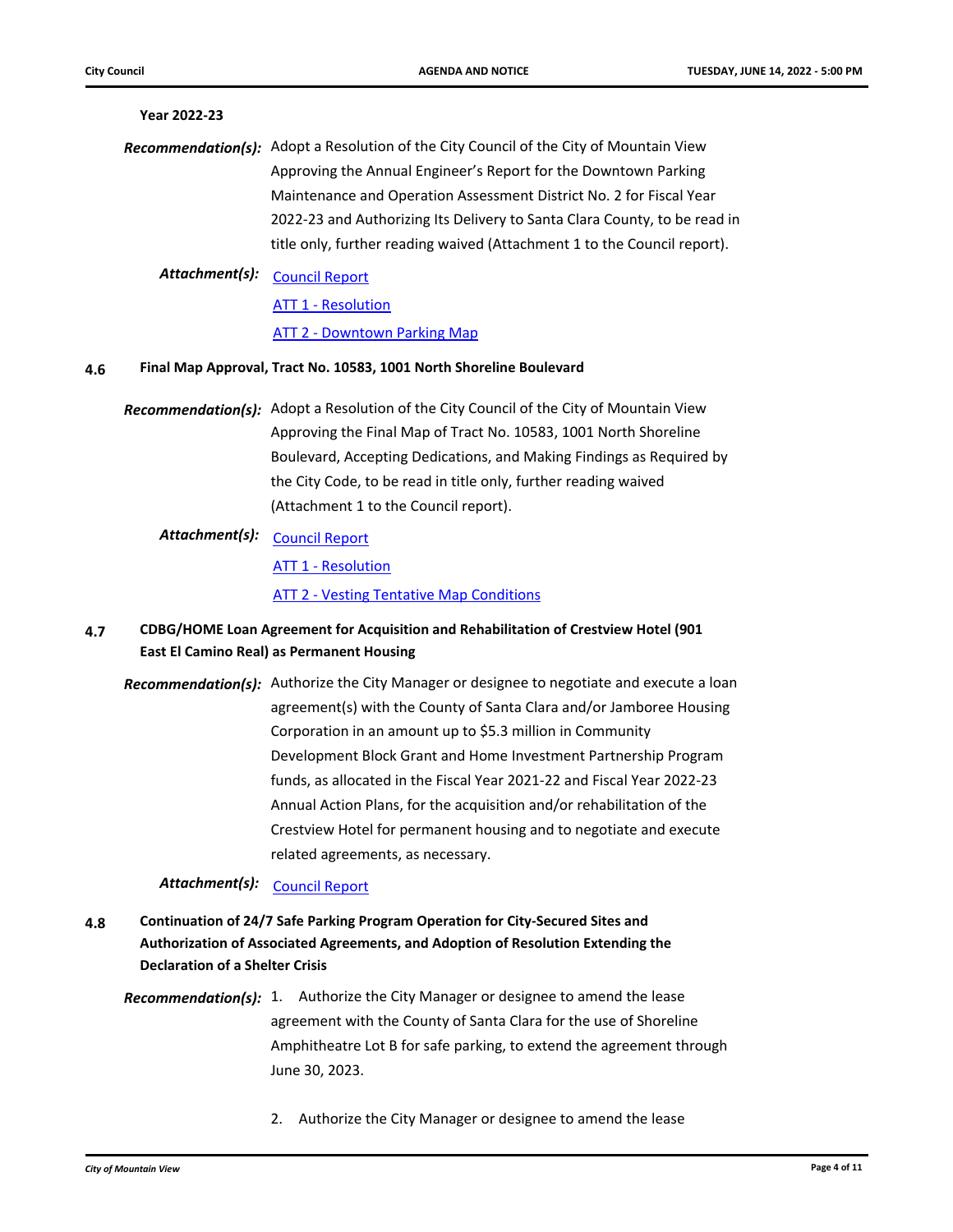**Year 2022-23**

***Recommendation(s):*** Adopt a Resolution of the City Council of the City of Mountain View Approving the Annual Engineer's Report for the Downtown Parking Maintenance and Operation Assessment District No. 2 for Fiscal Year 2022-23 and Authorizing Its Delivery to Santa Clara County, to be read in title only, further reading waived (Attachment 1 to the Council report).

***Attachment(s):*** Council Report

ATT 1 - Resolution

ATT 2 - Downtown Parking Map

**4.6 Final Map Approval, Tract No. 10583, 1001 North Shoreline Boulevard**

***Recommendation(s):*** Adopt a Resolution of the City Council of the City of Mountain View Approving the Final Map of Tract No. 10583, 1001 North Shoreline Boulevard, Accepting Dedications, and Making Findings as Required by the City Code, to be read in title only, further reading waived (Attachment 1 to the Council report).

***Attachment(s):*** Council Report

ATT 1 - Resolution

ATT 2 - Vesting Tentative Map Conditions

**4.7 CDBG/HOME Loan Agreement for Acquisition and Rehabilitation of Crestview Hotel (901 East El Camino Real) as Permanent Housing**

***Recommendation(s):*** Authorize the City Manager or designee to negotiate and execute a loan agreement(s) with the County of Santa Clara and/or Jamboree Housing Corporation in an amount up to $5.3 million in Community Development Block Grant and Home Investment Partnership Program funds, as allocated in the Fiscal Year 2021-22 and Fiscal Year 2022-23 Annual Action Plans, for the acquisition and/or rehabilitation of the Crestview Hotel for permanent housing and to negotiate and execute related agreements, as necessary.

***Attachment(s):*** Council Report

**4.8 Continuation of 24/7 Safe Parking Program Operation for City-Secured Sites and Authorization of Associated Agreements, and Adoption of Resolution Extending the Declaration of a Shelter Crisis**

***Recommendation(s):***

1. Authorize the City Manager or designee to amend the lease agreement with the County of Santa Clara for the use of Shoreline Amphitheatre Lot B for safe parking, to extend the agreement through June 30, 2023.

2. Authorize the City Manager or designee to amend the lease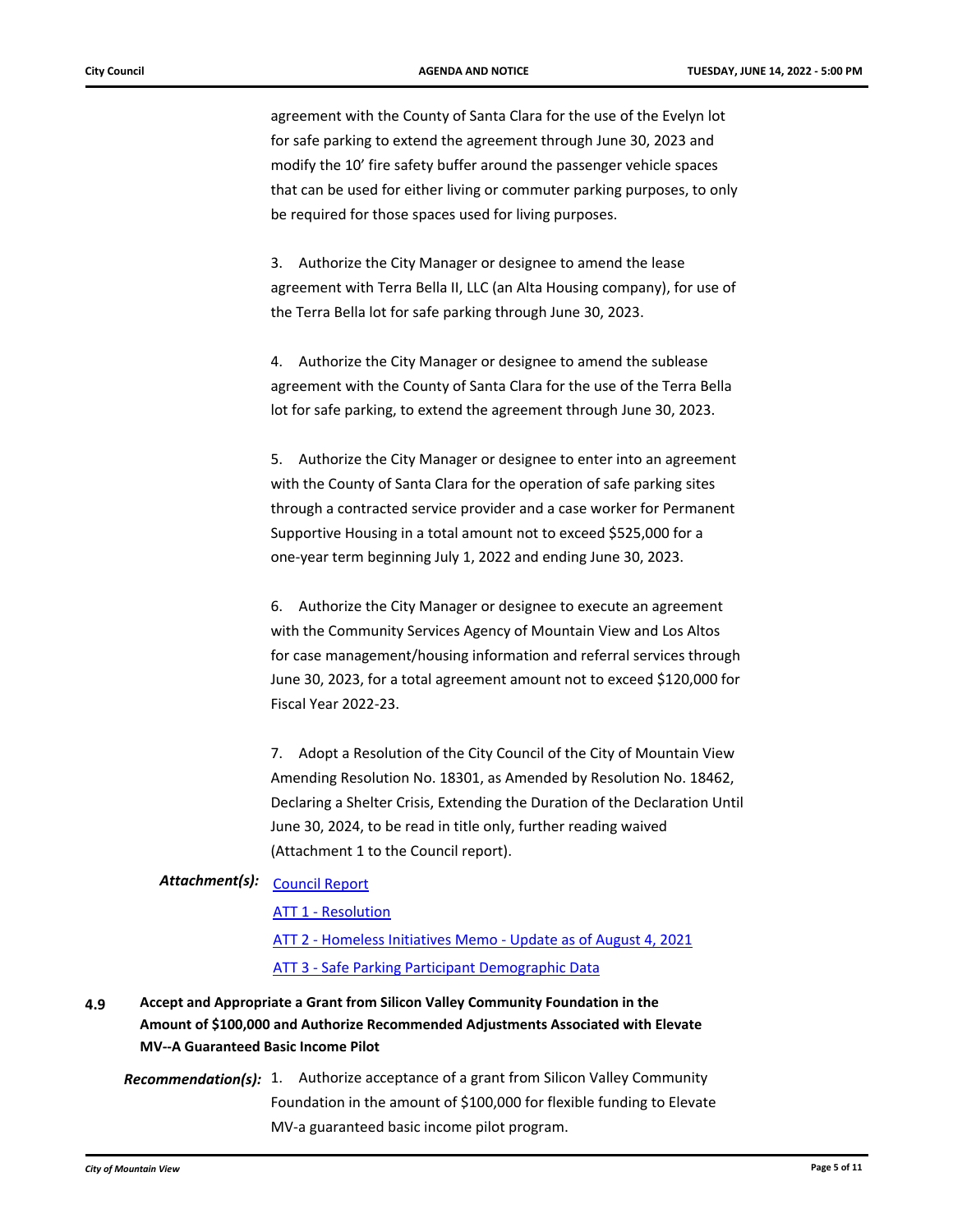agreement with the County of Santa Clara for the use of the Evelyn lot for safe parking to extend the agreement through June 30, 2023 and modify the 10' fire safety buffer around the passenger vehicle spaces that can be used for either living or commuter parking purposes, to only be required for those spaces used for living purposes.

3. Authorize the City Manager or designee to amend the lease agreement with Terra Bella II, LLC (an Alta Housing company), for use of the Terra Bella lot for safe parking through June 30, 2023.

4. Authorize the City Manager or designee to amend the sublease agreement with the County of Santa Clara for the use of the Terra Bella lot for safe parking, to extend the agreement through June 30, 2023.

5. Authorize the City Manager or designee to enter into an agreement with the County of Santa Clara for the operation of safe parking sites through a contracted service provider and a case worker for Permanent Supportive Housing in a total amount not to exceed $525,000 for a one-year term beginning July 1, 2022 and ending June 30, 2023.

6. Authorize the City Manager or designee to execute an agreement with the Community Services Agency of Mountain View and Los Altos for case management/housing information and referral services through June 30, 2023, for a total agreement amount not to exceed $120,000 for Fiscal Year 2022-23.

7. Adopt a Resolution of the City Council of the City of Mountain View Amending Resolution No. 18301, as Amended by Resolution No. 18462, Declaring a Shelter Crisis, Extending the Duration of the Declaration Until June 30, 2024, to be read in title only, further reading waived (Attachment 1 to the Council report).

***Attachment(s):***
- Council Report
- ATT 1 - Resolution
- ATT 2 - Homeless Initiatives Memo - Update as of August 4, 2021
- ATT 3 - Safe Parking Participant Demographic Data

**4.9 Accept and Appropriate a Grant from Silicon Valley Community Foundation in the Amount of $100,000 and Authorize Recommended Adjustments Associated with Elevate MV--A Guaranteed Basic Income Pilot**

***Recommendation(s):*** 1. Authorize acceptance of a grant from Silicon Valley Community Foundation in the amount of $100,000 for flexible funding to Elevate MV-a guaranteed basic income pilot program.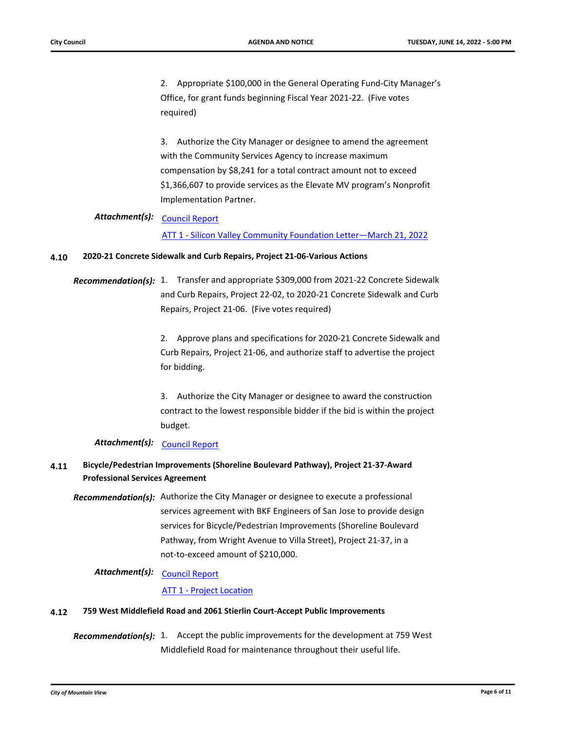2. Appropriate $100,000 in the General Operating Fund-City Manager's Office, for grant funds beginning Fiscal Year 2021-22. (Five votes required)

3. Authorize the City Manager or designee to amend the agreement with the Community Services Agency to increase maximum compensation by $8,241 for a total contract amount not to exceed $1,366,607 to provide services as the Elevate MV program's Nonprofit Implementation Partner.

***Attachment(s):*** Council Report

ATT 1 - Silicon Valley Community Foundation Letter—March 21, 2022

### 4.10 2020-21 Concrete Sidewalk and Curb Repairs, Project 21-06-Various Actions

***Recommendation(s):*** 1. Transfer and appropriate $309,000 from 2021-22 Concrete Sidewalk and Curb Repairs, Project 22-02, to 2020-21 Concrete Sidewalk and Curb Repairs, Project 21-06. (Five votes required)

2. Approve plans and specifications for 2020-21 Concrete Sidewalk and Curb Repairs, Project 21-06, and authorize staff to advertise the project for bidding.

3. Authorize the City Manager or designee to award the construction contract to the lowest responsible bidder if the bid is within the project budget.

***Attachment(s):*** Council Report

### 4.11 Bicycle/Pedestrian Improvements (Shoreline Boulevard Pathway), Project 21-37-Award Professional Services Agreement

***Recommendation(s):*** Authorize the City Manager or designee to execute a professional services agreement with BKF Engineers of San Jose to provide design services for Bicycle/Pedestrian Improvements (Shoreline Boulevard Pathway, from Wright Avenue to Villa Street), Project 21-37, in a not-to-exceed amount of $210,000.

***Attachment(s):*** Council Report

ATT 1 - Project Location

### 4.12 759 West Middlefield Road and 2061 Stierlin Court-Accept Public Improvements

***Recommendation(s):*** 1. Accept the public improvements for the development at 759 West Middlefield Road for maintenance throughout their useful life.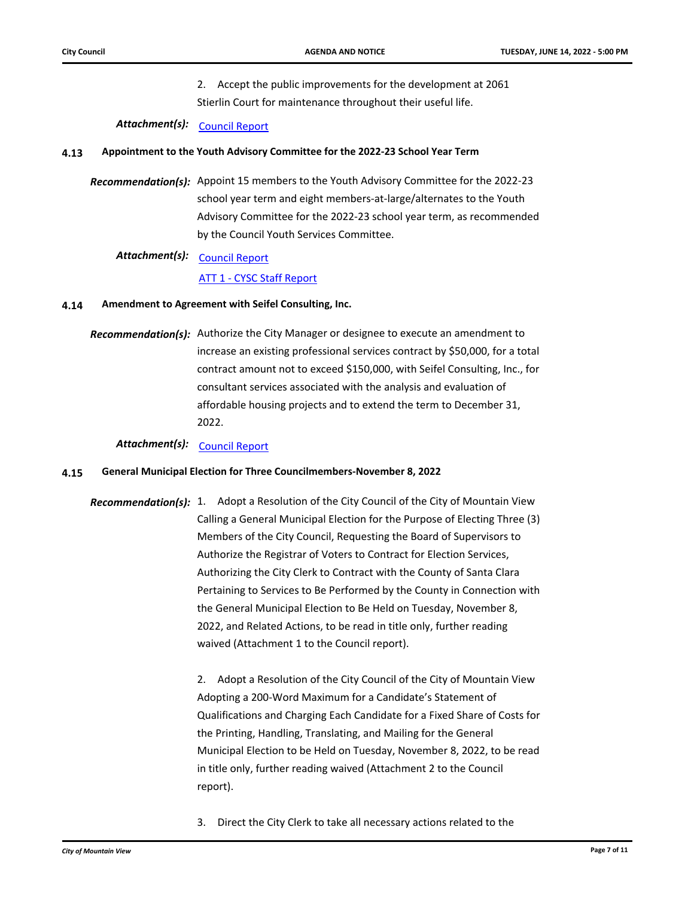2. Accept the public improvements for the development at 2061 Stierlin Court for maintenance throughout their useful life.

***Attachment(s):*** Council Report

### 4.13 Appointment to the Youth Advisory Committee for the 2022-23 School Year Term

***Recommendation(s):*** Appoint 15 members to the Youth Advisory Committee for the 2022-23 school year term and eight members-at-large/alternates to the Youth Advisory Committee for the 2022-23 school year term, as recommended by the Council Youth Services Committee.

***Attachment(s):*** Council Report

ATT 1 - CYSC Staff Report

### 4.14 Amendment to Agreement with Seifel Consulting, Inc.

***Recommendation(s):*** Authorize the City Manager or designee to execute an amendment to increase an existing professional services contract by $50,000, for a total contract amount not to exceed $150,000, with Seifel Consulting, Inc., for consultant services associated with the analysis and evaluation of affordable housing projects and to extend the term to December 31, 2022.

***Attachment(s):*** Council Report

### 4.15 General Municipal Election for Three Councilmembers-November 8, 2022

***Recommendation(s):*** 1. Adopt a Resolution of the City Council of the City of Mountain View Calling a General Municipal Election for the Purpose of Electing Three (3) Members of the City Council, Requesting the Board of Supervisors to Authorize the Registrar of Voters to Contract for Election Services, Authorizing the City Clerk to Contract with the County of Santa Clara Pertaining to Services to Be Performed by the County in Connection with the General Municipal Election to Be Held on Tuesday, November 8, 2022, and Related Actions, to be read in title only, further reading waived (Attachment 1 to the Council report).

2. Adopt a Resolution of the City Council of the City of Mountain View Adopting a 200-Word Maximum for a Candidate's Statement of Qualifications and Charging Each Candidate for a Fixed Share of Costs for the Printing, Handling, Translating, and Mailing for the General Municipal Election to be Held on Tuesday, November 8, 2022, to be read in title only, further reading waived (Attachment 2 to the Council report).

3. Direct the City Clerk to take all necessary actions related to the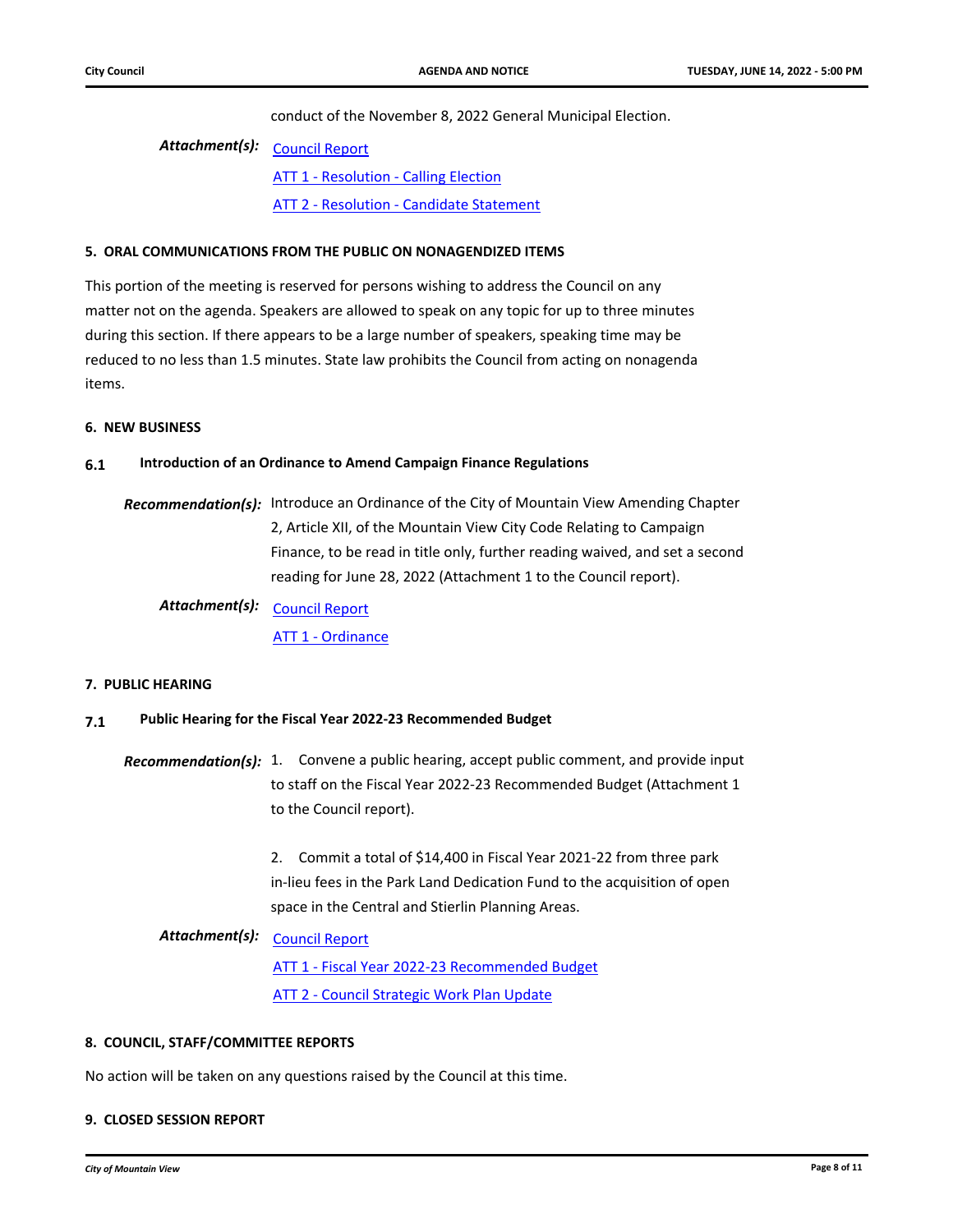conduct of the November 8, 2022 General Municipal Election.

***Attachment(s):*** Council Report

ATT 1 - Resolution - Calling Election

ATT 2 - Resolution - Candidate Statement

## 5. ORAL COMMUNICATIONS FROM THE PUBLIC ON NONAGENDIZED ITEMS

This portion of the meeting is reserved for persons wishing to address the Council on any matter not on the agenda. Speakers are allowed to speak on any topic for up to three minutes during this section. If there appears to be a large number of speakers, speaking time may be reduced to no less than 1.5 minutes. State law prohibits the Council from acting on nonagenda items.

## 6. NEW BUSINESS

### 6.1 Introduction of an Ordinance to Amend Campaign Finance Regulations

***Recommendation(s):*** Introduce an Ordinance of the City of Mountain View Amending Chapter 2, Article XII, of the Mountain View City Code Relating to Campaign Finance, to be read in title only, further reading waived, and set a second reading for June 28, 2022 (Attachment 1 to the Council report).

***Attachment(s):*** Council Report

ATT 1 - Ordinance

## 7. PUBLIC HEARING

### 7.1 Public Hearing for the Fiscal Year 2022-23 Recommended Budget

***Recommendation(s):*** 1. Convene a public hearing, accept public comment, and provide input to staff on the Fiscal Year 2022-23 Recommended Budget (Attachment 1 to the Council report).

2. Commit a total of $14,400 in Fiscal Year 2021-22 from three park in-lieu fees in the Park Land Dedication Fund to the acquisition of open space in the Central and Stierlin Planning Areas.

***Attachment(s):*** Council Report

ATT 1 - Fiscal Year 2022-23 Recommended Budget

ATT 2 - Council Strategic Work Plan Update

## 8. COUNCIL, STAFF/COMMITTEE REPORTS

No action will be taken on any questions raised by the Council at this time.

## 9. CLOSED SESSION REPORT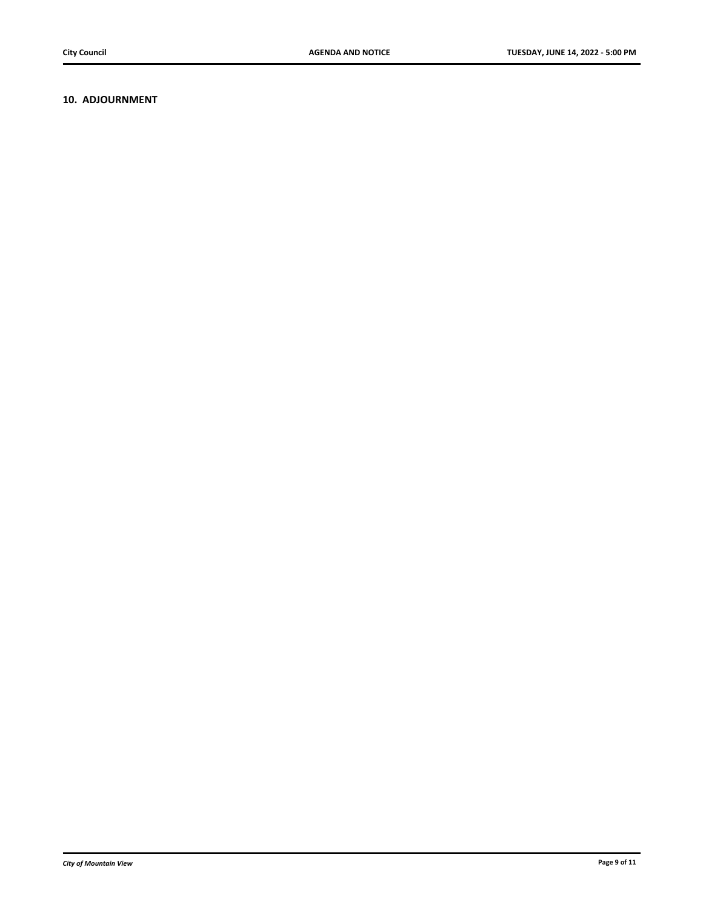## 10. ADJOURNMENT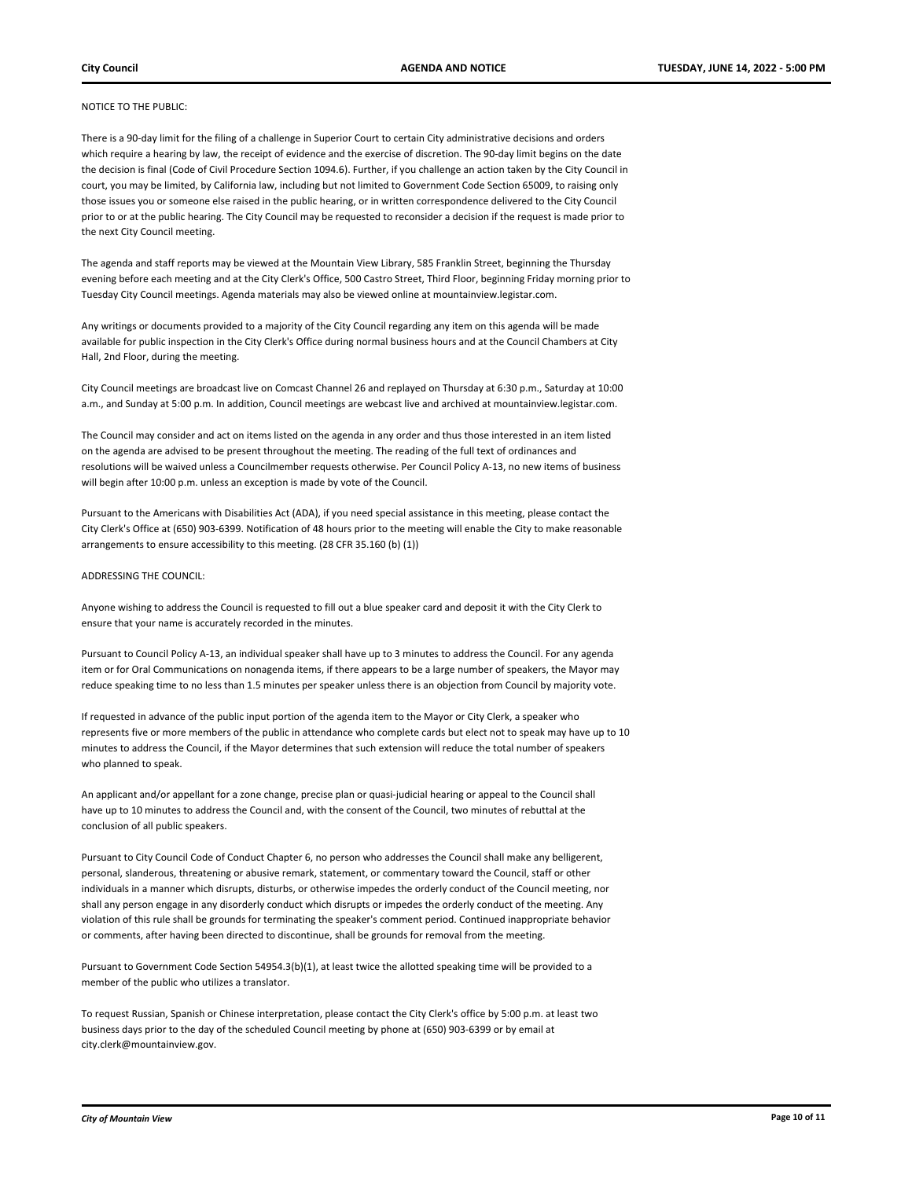NOTICE TO THE PUBLIC:

There is a 90-day limit for the filing of a challenge in Superior Court to certain City administrative decisions and orders which require a hearing by law, the receipt of evidence and the exercise of discretion. The 90-day limit begins on the date the decision is final (Code of Civil Procedure Section 1094.6). Further, if you challenge an action taken by the City Council in court, you may be limited, by California law, including but not limited to Government Code Section 65009, to raising only those issues you or someone else raised in the public hearing, or in written correspondence delivered to the City Council prior to or at the public hearing. The City Council may be requested to reconsider a decision if the request is made prior to the next City Council meeting.

The agenda and staff reports may be viewed at the Mountain View Library, 585 Franklin Street, beginning the Thursday evening before each meeting and at the City Clerk's Office, 500 Castro Street, Third Floor, beginning Friday morning prior to Tuesday City Council meetings. Agenda materials may also be viewed online at mountainview.legistar.com.

Any writings or documents provided to a majority of the City Council regarding any item on this agenda will be made available for public inspection in the City Clerk's Office during normal business hours and at the Council Chambers at City Hall, 2nd Floor, during the meeting.

City Council meetings are broadcast live on Comcast Channel 26 and replayed on Thursday at 6:30 p.m., Saturday at 10:00 a.m., and Sunday at 5:00 p.m. In addition, Council meetings are webcast live and archived at mountainview.legistar.com.

The Council may consider and act on items listed on the agenda in any order and thus those interested in an item listed on the agenda are advised to be present throughout the meeting. The reading of the full text of ordinances and resolutions will be waived unless a Councilmember requests otherwise. Per Council Policy A-13, no new items of business will begin after 10:00 p.m. unless an exception is made by vote of the Council.

Pursuant to the Americans with Disabilities Act (ADA), if you need special assistance in this meeting, please contact the City Clerk's Office at (650) 903-6399. Notification of 48 hours prior to the meeting will enable the City to make reasonable arrangements to ensure accessibility to this meeting. (28 CFR 35.160 (b) (1))

ADDRESSING THE COUNCIL:

Anyone wishing to address the Council is requested to fill out a blue speaker card and deposit it with the City Clerk to ensure that your name is accurately recorded in the minutes.

Pursuant to Council Policy A-13, an individual speaker shall have up to 3 minutes to address the Council. For any agenda item or for Oral Communications on nonagenda items, if there appears to be a large number of speakers, the Mayor may reduce speaking time to no less than 1.5 minutes per speaker unless there is an objection from Council by majority vote.

If requested in advance of the public input portion of the agenda item to the Mayor or City Clerk, a speaker who represents five or more members of the public in attendance who complete cards but elect not to speak may have up to 10 minutes to address the Council, if the Mayor determines that such extension will reduce the total number of speakers who planned to speak.

An applicant and/or appellant for a zone change, precise plan or quasi-judicial hearing or appeal to the Council shall have up to 10 minutes to address the Council and, with the consent of the Council, two minutes of rebuttal at the conclusion of all public speakers.

Pursuant to City Council Code of Conduct Chapter 6, no person who addresses the Council shall make any belligerent, personal, slanderous, threatening or abusive remark, statement, or commentary toward the Council, staff or other individuals in a manner which disrupts, disturbs, or otherwise impedes the orderly conduct of the Council meeting, nor shall any person engage in any disorderly conduct which disrupts or impedes the orderly conduct of the meeting. Any violation of this rule shall be grounds for terminating the speaker's comment period. Continued inappropriate behavior or comments, after having been directed to discontinue, shall be grounds for removal from the meeting.

Pursuant to Government Code Section 54954.3(b)(1), at least twice the allotted speaking time will be provided to a member of the public who utilizes a translator.

To request Russian, Spanish or Chinese interpretation, please contact the City Clerk's office by 5:00 p.m. at least two business days prior to the day of the scheduled Council meeting by phone at (650) 903-6399 or by email at city.clerk@mountainview.gov.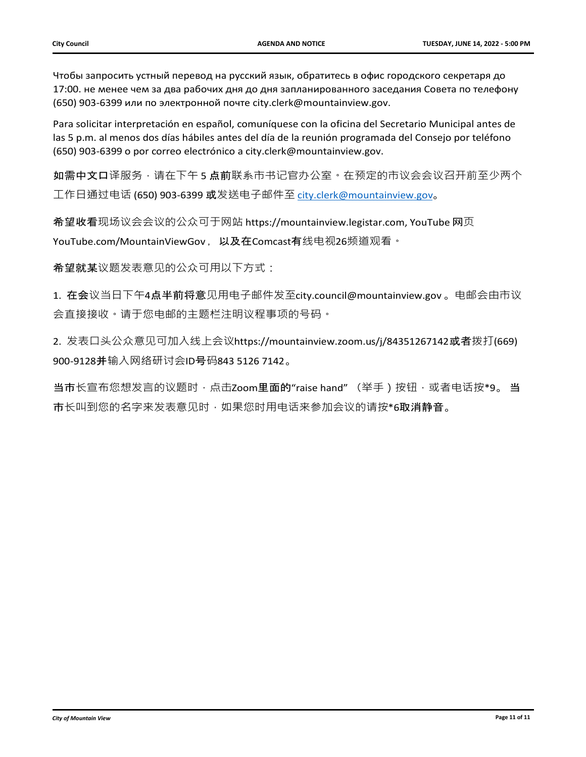Чтобы запросить устный перевод на русский язык, обратитесь в офис городского секретаря до 17:00. не менее чем за два рабочих дня до дня запланированного заседания Совета по телефону (650) 903-6399 или по электронной почте city.clerk@mountainview.gov.

Para solicitar interpretación en español, comuníquese con la oficina del Secretario Municipal antes de las 5 p.m. al menos dos días hábiles antes del día de la reunión programada del Consejo por teléfono (650) 903-6399 o por correo electrónico a city.clerk@mountainview.gov.

如需中文口译服务，请在下午 5 点前联系市书记官办公室。在预定的市议会会议召开前至少两个工作日通过电话 (650) 903-6399 或发送电子邮件至 city.clerk@mountainview.gov。

希望收看现场议会会议的公众可于网站 https://mountainview.legistar.com, YouTube 网页 YouTube.com/MountainViewGov， 以及在Comcast有线电视26频道观看。

希望就某议题发表意见的公众可用以下方式：

1. 在会议当日下午4点半前将意见用电子邮件发至city.council@mountainview.gov。电邮会由市议会直接接收。请于您电邮的主题栏注明议程事项的号码。

2. 发表口头公众意见可加入线上会议https://mountainview.zoom.us/j/84351267142或者拨打(669) 900-9128并输入网络研讨会ID号码843 5126 7142。

当市长宣布您想发言的议题时，点击Zoom里面的"raise hand" （举手）按钮，或者电话按*9。 当市长叫到您的名字来发表意见时，如果您时用电话来参加会议的请按*6取消静音。